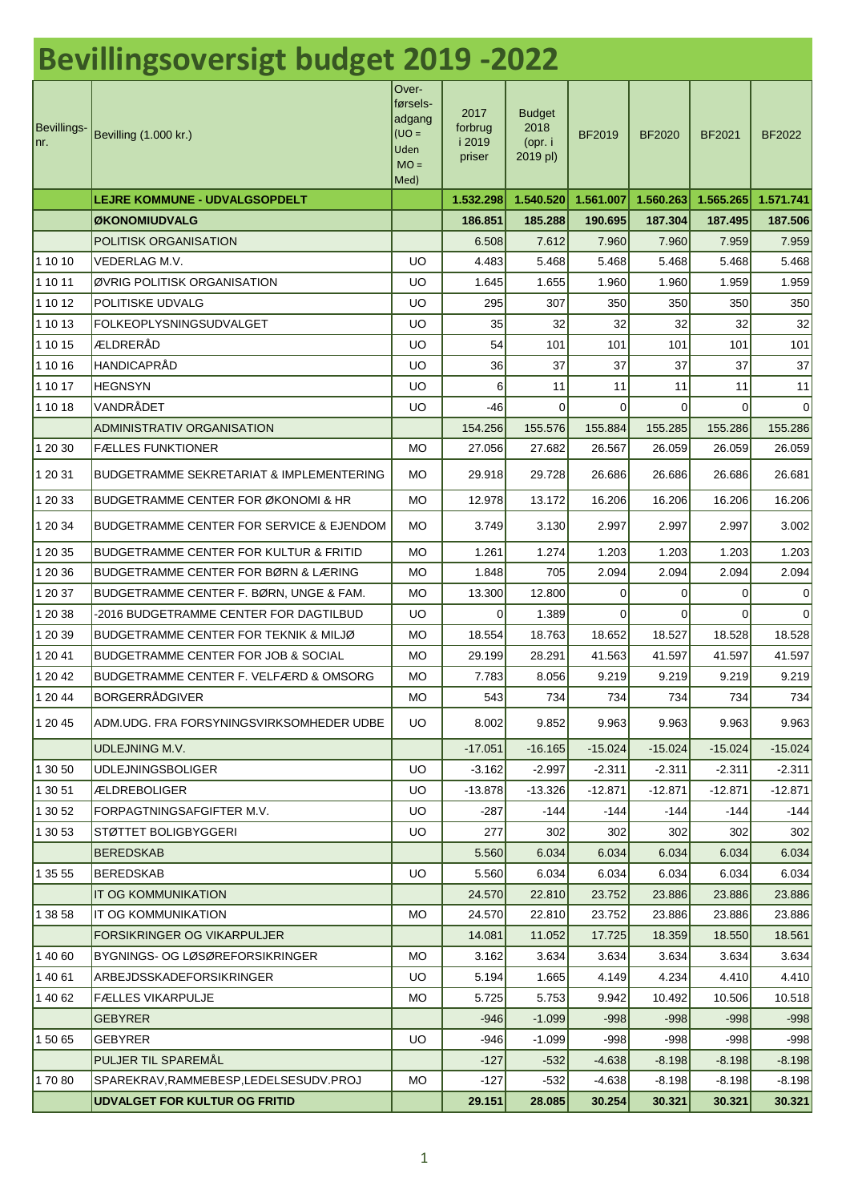# Bevillingsoversigt budget 2019 -2022

| Bevillings-nr. | Bevilling (1.000 kr.) | Overførsels-adgang (UO = Uden MO = Med) | 2017 forbrug i 2019 priser | Budget 2018 (opr. i 2019 pl) | BF2019 | BF2020 | BF2021 | BF2022 |
|---|---|---|---|---|---|---|---|---|
| | **LEJRE KOMMUNE - UDVALGSOPDELT** | | **1.532.298** | **1.540.520** | **1.561.007** | **1.560.263** | **1.565.265** | **1.571.741** |
| | **ØKONOMIUDVALG** | | **186.851** | **185.288** | **190.695** | **187.304** | **187.495** | **187.506** |
| | POLITISK ORGANISATION | | 6.508 | 7.612 | 7.960 | 7.960 | 7.959 | 7.959 |
| 1 10 10 | VEDERLAG M.V. | UO | 4.483 | 5.468 | 5.468 | 5.468 | 5.468 | 5.468 |
| 1 10 11 | ØVRIG POLITISK ORGANISATION | UO | 1.645 | 1.655 | 1.960 | 1.960 | 1.959 | 1.959 |
| 1 10 12 | POLITISKE UDVALG | UO | 295 | 307 | 350 | 350 | 350 | 350 |
| 1 10 13 | FOLKEOPLYSNINGSUDVALGET | UO | 35 | 32 | 32 | 32 | 32 | 32 |
| 1 10 15 | ÆLDRERÅD | UO | 54 | 101 | 101 | 101 | 101 | 101 |
| 1 10 16 | HANDICAPRÅD | UO | 36 | 37 | 37 | 37 | 37 | 37 |
| 1 10 17 | HEGNSYN | UO | 6 | 11 | 11 | 11 | 11 | 11 |
| 1 10 18 | VANDRÅDET | UO | -46 | 0 | 0 | 0 | 0 | 0 |
| | ADMINISTRATIV ORGANISATION | | 154.256 | 155.576 | 155.884 | 155.285 | 155.286 | 155.286 |
| 1 20 30 | FÆLLES FUNKTIONER | MO | 27.056 | 27.682 | 26.567 | 26.059 | 26.059 | 26.059 |
| 1 20 31 | BUDGETRAMME SEKRETARIAT & IMPLEMENTERING | MO | 29.918 | 29.728 | 26.686 | 26.686 | 26.686 | 26.681 |
| 1 20 33 | BUDGETRAMME CENTER FOR ØKONOMI & HR | MO | 12.978 | 13.172 | 16.206 | 16.206 | 16.206 | 16.206 |
| 1 20 34 | BUDGETRAMME CENTER FOR SERVICE & EJENDOM | MO | 3.749 | 3.130 | 2.997 | 2.997 | 2.997 | 3.002 |
| 1 20 35 | BUDGETRAMME CENTER FOR KULTUR & FRITID | MO | 1.261 | 1.274 | 1.203 | 1.203 | 1.203 | 1.203 |
| 1 20 36 | BUDGETRAMME CENTER FOR BØRN & LÆRING | MO | 1.848 | 705 | 2.094 | 2.094 | 2.094 | 2.094 |
| 1 20 37 | BUDGETRAMME CENTER F. BØRN, UNGE & FAM. | MO | 13.300 | 12.800 | 0 | 0 | 0 | 0 |
| 1 20 38 | -2016 BUDGETRAMME CENTER FOR DAGTILBUD | UO | 0 | 1.389 | 0 | 0 | 0 | 0 |
| 1 20 39 | BUDGETRAMME CENTER FOR TEKNIK & MILJØ | MO | 18.554 | 18.763 | 18.652 | 18.527 | 18.528 | 18.528 |
| 1 20 41 | BUDGETRAMME CENTER FOR JOB & SOCIAL | MO | 29.199 | 28.291 | 41.563 | 41.597 | 41.597 | 41.597 |
| 1 20 42 | BUDGETRAMME CENTER F. VELFÆRD & OMSORG | MO | 7.783 | 8.056 | 9.219 | 9.219 | 9.219 | 9.219 |
| 1 20 44 | BORGERRÅDGIVER | MO | 543 | 734 | 734 | 734 | 734 | 734 |
| 1 20 45 | ADM.UDG. FRA FORSYNINGSVIRKSOMHEDER UDBE | UO | 8.002 | 9.852 | 9.963 | 9.963 | 9.963 | 9.963 |
| | UDLEJNING M.V. | | -17.051 | -16.165 | -15.024 | -15.024 | -15.024 | -15.024 |
| 1 30 50 | UDLEJNINGSBOLIGER | UO | -3.162 | -2.997 | -2.311 | -2.311 | -2.311 | -2.311 |
| 1 30 51 | ÆLDREBOLIGER | UO | -13.878 | -13.326 | -12.871 | -12.871 | -12.871 | -12.871 |
| 1 30 52 | FORPAGTNINGSAFGIFTER M.V. | UO | -287 | -144 | -144 | -144 | -144 | -144 |
| 1 30 53 | STØTTET BOLIGBYGGERI | UO | 277 | 302 | 302 | 302 | 302 | 302 |
| | BEREDSKAB | | 5.560 | 6.034 | 6.034 | 6.034 | 6.034 | 6.034 |
| 1 35 55 | BEREDSKAB | UO | 5.560 | 6.034 | 6.034 | 6.034 | 6.034 | 6.034 |
| | IT OG KOMMUNIKATION | | 24.570 | 22.810 | 23.752 | 23.886 | 23.886 | 23.886 |
| 1 38 58 | IT OG KOMMUNIKATION | MO | 24.570 | 22.810 | 23.752 | 23.886 | 23.886 | 23.886 |
| | FORSIKRINGER OG VIKARPULJER | | 14.081 | 11.052 | 17.725 | 18.359 | 18.550 | 18.561 |
| 1 40 60 | BYGNINGS- OG LØSØREFORSIKRINGER | MO | 3.162 | 3.634 | 3.634 | 3.634 | 3.634 | 3.634 |
| 1 40 61 | ARBEJDSSKADEFORSIKRINGER | UO | 5.194 | 1.665 | 4.149 | 4.234 | 4.410 | 4.410 |
| 1 40 62 | FÆLLES VIKARPULJE | MO | 5.725 | 5.753 | 9.942 | 10.492 | 10.506 | 10.518 |
| | GEBYRER | | -946 | -1.099 | -998 | -998 | -998 | -998 |
| 1 50 65 | GEBYRER | UO | -946 | -1.099 | -998 | -998 | -998 | -998 |
| | PULJER TIL SPAREMÅL | | -127 | -532 | -4.638 | -8.198 | -8.198 | -8.198 |
| 1 70 80 | SPAREKRAV,RAMMEBESP,LEDELSESUDV.PROJ | MO | -127 | -532 | -4.638 | -8.198 | -8.198 | -8.198 |
| | **UDVALGET FOR KULTUR OG FRITID** | | **29.151** | **28.085** | **30.254** | **30.321** | **30.321** | **30.321** |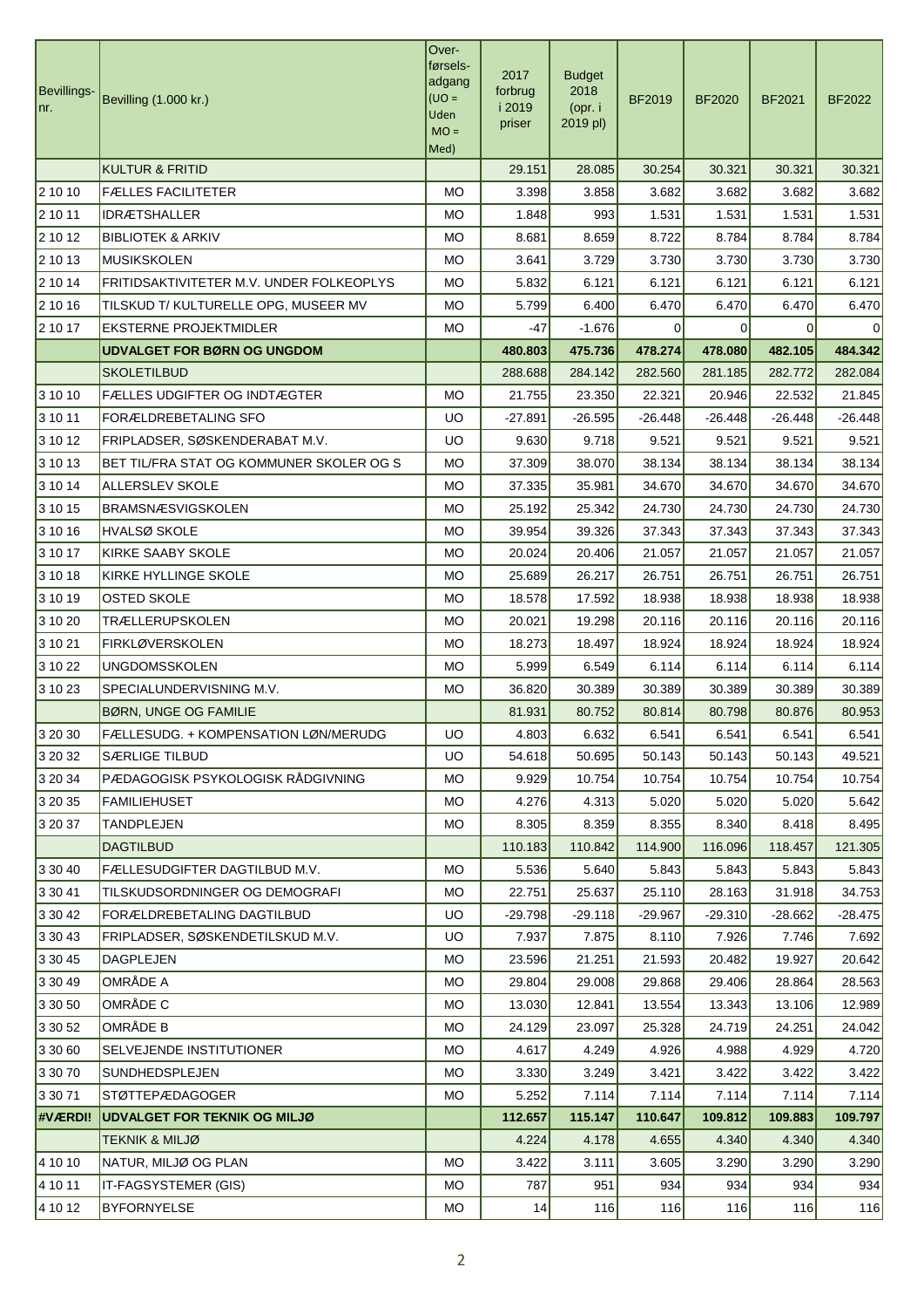| Bevillings-nr. | Bevilling (1.000 kr.) | Over-førsels-adgang (UO = Uden MO = Med) | 2017 forbrug i 2019 priser | Budget 2018 (opr. i 2019 pl) | BF2019 | BF2020 | BF2021 | BF2022 |
|---|---|---|---|---|---|---|---|---|
| | KULTUR & FRITID | | 29.151 | 28.085 | 30.254 | 30.321 | 30.321 | 30.321 |
| 2 10 10 | FÆLLES FACILITETER | MO | 3.398 | 3.858 | 3.682 | 3.682 | 3.682 | 3.682 |
| 2 10 11 | IDRÆTSHALLER | MO | 1.848 | 993 | 1.531 | 1.531 | 1.531 | 1.531 |
| 2 10 12 | BIBLIOTEK & ARKIV | MO | 8.681 | 8.659 | 8.722 | 8.784 | 8.784 | 8.784 |
| 2 10 13 | MUSIKSKOLEN | MO | 3.641 | 3.729 | 3.730 | 3.730 | 3.730 | 3.730 |
| 2 10 14 | FRITIDSAKTIVITETER M.V. UNDER FOLKEOPLYS | MO | 5.832 | 6.121 | 6.121 | 6.121 | 6.121 | 6.121 |
| 2 10 16 | TILSKUD T/ KULTURELLE OPG, MUSEER MV | MO | 5.799 | 6.400 | 6.470 | 6.470 | 6.470 | 6.470 |
| 2 10 17 | EKSTERNE PROJEKTMIDLER | MO | -47 | -1.676 | 0 | 0 | 0 | 0 |
| | **UDVALGET FOR BØRN OG UNGDOM** | | **480.803** | **475.736** | **478.274** | **478.080** | **482.105** | **484.342** |
| | SKOLETILBUD | | 288.688 | 284.142 | 282.560 | 281.185 | 282.772 | 282.084 |
| 3 10 10 | FÆLLES UDGIFTER OG INDTÆGTER | MO | 21.755 | 23.350 | 22.321 | 20.946 | 22.532 | 21.845 |
| 3 10 11 | FORÆLDREBETALING SFO | UO | -27.891 | -26.595 | -26.448 | -26.448 | -26.448 | -26.448 |
| 3 10 12 | FRIPLADSER, SØSKENDERABAT M.V. | UO | 9.630 | 9.718 | 9.521 | 9.521 | 9.521 | 9.521 |
| 3 10 13 | BET TIL/FRA STAT OG KOMMUNER SKOLER OG S | MO | 37.309 | 38.070 | 38.134 | 38.134 | 38.134 | 38.134 |
| 3 10 14 | ALLERSLEV SKOLE | MO | 37.335 | 35.981 | 34.670 | 34.670 | 34.670 | 34.670 |
| 3 10 15 | BRAMSNÆSVIGSKOLEN | MO | 25.192 | 25.342 | 24.730 | 24.730 | 24.730 | 24.730 |
| 3 10 16 | HVALSØ SKOLE | MO | 39.954 | 39.326 | 37.343 | 37.343 | 37.343 | 37.343 |
| 3 10 17 | KIRKE SAABY SKOLE | MO | 20.024 | 20.406 | 21.057 | 21.057 | 21.057 | 21.057 |
| 3 10 18 | KIRKE HYLLINGE SKOLE | MO | 25.689 | 26.217 | 26.751 | 26.751 | 26.751 | 26.751 |
| 3 10 19 | OSTED SKOLE | MO | 18.578 | 17.592 | 18.938 | 18.938 | 18.938 | 18.938 |
| 3 10 20 | TRÆLLERUPSKOLEN | MO | 20.021 | 19.298 | 20.116 | 20.116 | 20.116 | 20.116 |
| 3 10 21 | FIRKLØVERSKOLEN | MO | 18.273 | 18.497 | 18.924 | 18.924 | 18.924 | 18.924 |
| 3 10 22 | UNGDOMSSKOLEN | MO | 5.999 | 6.549 | 6.114 | 6.114 | 6.114 | 6.114 |
| 3 10 23 | SPECIALUNDERVISNING M.V. | MO | 36.820 | 30.389 | 30.389 | 30.389 | 30.389 | 30.389 |
| | BØRN, UNGE OG FAMILIE | | 81.931 | 80.752 | 80.814 | 80.798 | 80.876 | 80.953 |
| 3 20 30 | FÆLLESUDG. + KOMPENSATION LØN/MERUDG | UO | 4.803 | 6.632 | 6.541 | 6.541 | 6.541 | 6.541 |
| 3 20 32 | SÆRLIGE TILBUD | UO | 54.618 | 50.695 | 50.143 | 50.143 | 50.143 | 49.521 |
| 3 20 34 | PÆDAGOGISK PSYKOLOGISK RÅDGIVNING | MO | 9.929 | 10.754 | 10.754 | 10.754 | 10.754 | 10.754 |
| 3 20 35 | FAMILIEHUSET | MO | 4.276 | 4.313 | 5.020 | 5.020 | 5.020 | 5.642 |
| 3 20 37 | TANDPLEJEN | MO | 8.305 | 8.359 | 8.355 | 8.340 | 8.418 | 8.495 |
| | DAGTILBUD | | 110.183 | 110.842 | 114.900 | 116.096 | 118.457 | 121.305 |
| 3 30 40 | FÆLLESUDGIFTER DAGTILBUD M.V. | MO | 5.536 | 5.640 | 5.843 | 5.843 | 5.843 | 5.843 |
| 3 30 41 | TILSKUDSORDNINGER OG DEMOGRAFI | MO | 22.751 | 25.637 | 25.110 | 28.163 | 31.918 | 34.753 |
| 3 30 42 | FORÆLDREBETALING DAGTILBUD | UO | -29.798 | -29.118 | -29.967 | -29.310 | -28.662 | -28.475 |
| 3 30 43 | FRIPLADSER, SØSKENDETILSKUD M.V. | UO | 7.937 | 7.875 | 8.110 | 7.926 | 7.746 | 7.692 |
| 3 30 45 | DAGPLEJEN | MO | 23.596 | 21.251 | 21.593 | 20.482 | 19.927 | 20.642 |
| 3 30 49 | OMRÅDE A | MO | 29.804 | 29.008 | 29.868 | 29.406 | 28.864 | 28.563 |
| 3 30 50 | OMRÅDE C | MO | 13.030 | 12.841 | 13.554 | 13.343 | 13.106 | 12.989 |
| 3 30 52 | OMRÅDE B | MO | 24.129 | 23.097 | 25.328 | 24.719 | 24.251 | 24.042 |
| 3 30 60 | SELVEJENDE INSTITUTIONER | MO | 4.617 | 4.249 | 4.926 | 4.988 | 4.929 | 4.720 |
| 3 30 70 | SUNDHEDSPLEJEN | MO | 3.330 | 3.249 | 3.421 | 3.422 | 3.422 | 3.422 |
| 3 30 71 | STØTTEPÆDAGOGER | MO | 5.252 | 7.114 | 7.114 | 7.114 | 7.114 | 7.114 |
| **#VÆRDI!** | **UDVALGET FOR TEKNIK OG MILJØ** | | **112.657** | **115.147** | **110.647** | **109.812** | **109.883** | **109.797** |
| | TEKNIK & MILJØ | | 4.224 | 4.178 | 4.655 | 4.340 | 4.340 | 4.340 |
| 4 10 10 | NATUR, MILJØ OG PLAN | MO | 3.422 | 3.111 | 3.605 | 3.290 | 3.290 | 3.290 |
| 4 10 11 | IT-FAGSYSTEMER (GIS) | MO | 787 | 951 | 934 | 934 | 934 | 934 |
| 4 10 12 | BYFORNYELSE | MO | 14 | 116 | 116 | 116 | 116 | 116 |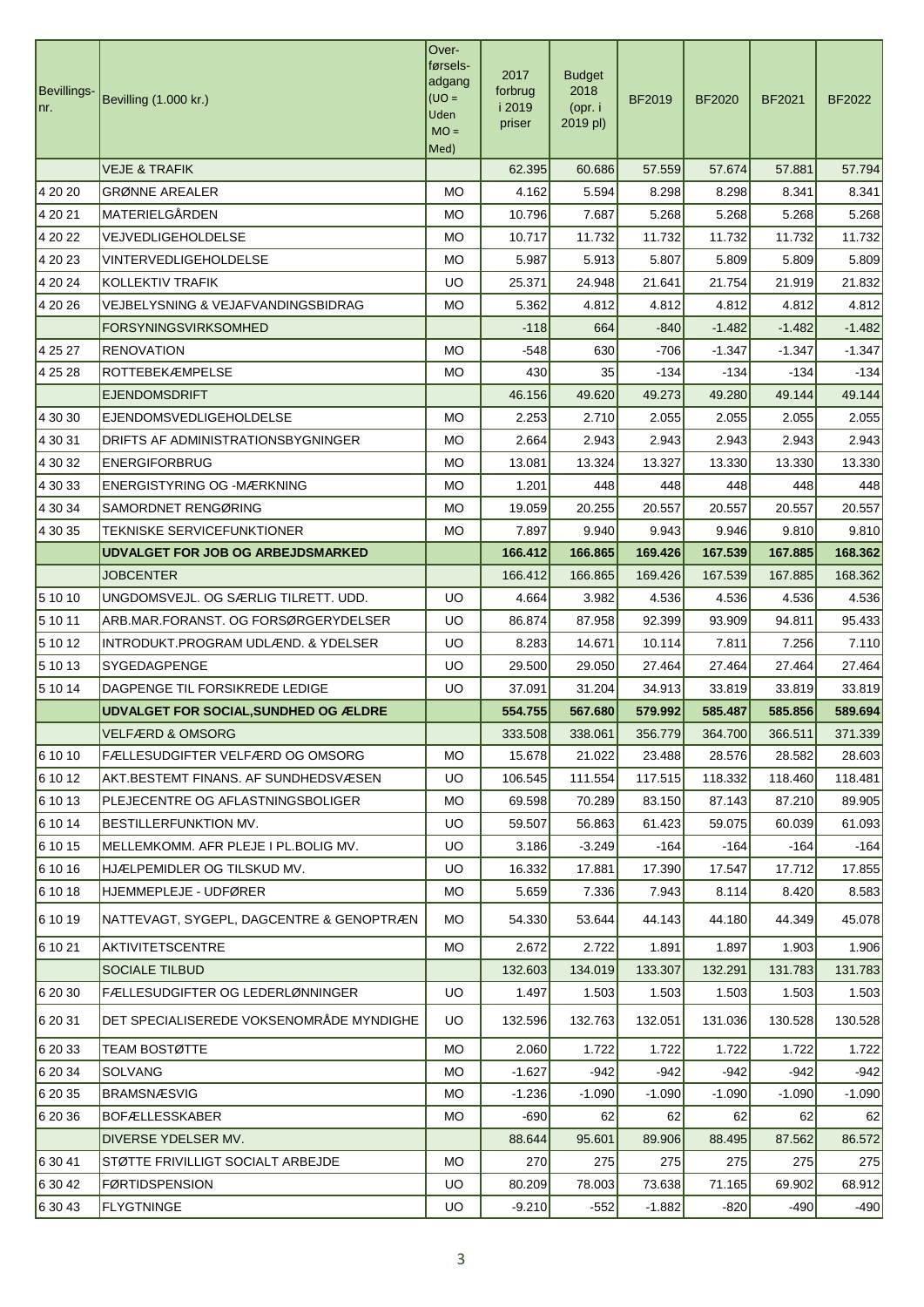| Bevillings-nr. | Bevilling (1.000 kr.) | Over-førsels-adgang (UO = Uden MO = Med) | 2017 forbrug i 2019 priser | Budget 2018 (opr. i 2019 pl) | BF2019 | BF2020 | BF2021 | BF2022 |
|---|---|---|---|---|---|---|---|---|
| | VEJE & TRAFIK | | 62.395 | 60.686 | 57.559 | 57.674 | 57.881 | 57.794 |
| 4 20 20 | GRØNNE AREALER | MO | 4.162 | 5.594 | 8.298 | 8.298 | 8.341 | 8.341 |
| 4 20 21 | MATERIELGÅRDEN | MO | 10.796 | 7.687 | 5.268 | 5.268 | 5.268 | 5.268 |
| 4 20 22 | VEJVEDLIGEHOLDELSE | MO | 10.717 | 11.732 | 11.732 | 11.732 | 11.732 | 11.732 |
| 4 20 23 | VINTERVEDLIGEHOLDELSE | MO | 5.987 | 5.913 | 5.807 | 5.809 | 5.809 | 5.809 |
| 4 20 24 | KOLLEKTIV TRAFIK | UO | 25.371 | 24.948 | 21.641 | 21.754 | 21.919 | 21.832 |
| 4 20 26 | VEJBELYSNING & VEJAFVANDINGSBIDRAG | MO | 5.362 | 4.812 | 4.812 | 4.812 | 4.812 | 4.812 |
| | FORSYNINGSVIRKSOMHED | | -118 | 664 | -840 | -1.482 | -1.482 | -1.482 |
| 4 25 27 | RENOVATION | MO | -548 | 630 | -706 | -1.347 | -1.347 | -1.347 |
| 4 25 28 | ROTTEBEKÆMPELSE | MO | 430 | 35 | -134 | -134 | -134 | -134 |
| | EJENDOMSDRIFT | | 46.156 | 49.620 | 49.273 | 49.280 | 49.144 | 49.144 |
| 4 30 30 | EJENDOMSVEDLIGEHOLDELSE | MO | 2.253 | 2.710 | 2.055 | 2.055 | 2.055 | 2.055 |
| 4 30 31 | DRIFTS AF ADMINISTRATIONSBYGNINGER | MO | 2.664 | 2.943 | 2.943 | 2.943 | 2.943 | 2.943 |
| 4 30 32 | ENERGIFORBRUG | MO | 13.081 | 13.324 | 13.327 | 13.330 | 13.330 | 13.330 |
| 4 30 33 | ENERGISTYRING OG -MÆRKNING | MO | 1.201 | 448 | 448 | 448 | 448 | 448 |
| 4 30 34 | SAMORDNET RENGØRING | MO | 19.059 | 20.255 | 20.557 | 20.557 | 20.557 | 20.557 |
| 4 30 35 | TEKNISKE SERVICEFUNKTIONER | MO | 7.897 | 9.940 | 9.943 | 9.946 | 9.810 | 9.810 |
| | **UDVALGET FOR JOB OG ARBEJDSMARKED** | | **166.412** | **166.865** | **169.426** | **167.539** | **167.885** | **168.362** |
| | JOBCENTER | | 166.412 | 166.865 | 169.426 | 167.539 | 167.885 | 168.362 |
| 5 10 10 | UNGDOMSVEJL. OG SÆRLIG TILRETT. UDD. | UO | 4.664 | 3.982 | 4.536 | 4.536 | 4.536 | 4.536 |
| 5 10 11 | ARB.MAR.FORANST. OG FORSØRGERYDELSER | UO | 86.874 | 87.958 | 92.399 | 93.909 | 94.811 | 95.433 |
| 5 10 12 | INTRODUKT.PROGRAM UDLÆND. & YDELSER | UO | 8.283 | 14.671 | 10.114 | 7.811 | 7.256 | 7.110 |
| 5 10 13 | SYGEDAGPENGE | UO | 29.500 | 29.050 | 27.464 | 27.464 | 27.464 | 27.464 |
| 5 10 14 | DAGPENGE TIL FORSIKREDE LEDIGE | UO | 37.091 | 31.204 | 34.913 | 33.819 | 33.819 | 33.819 |
| | **UDVALGET FOR SOCIAL,SUNDHED OG ÆLDRE** | | **554.755** | **567.680** | **579.992** | **585.487** | **585.856** | **589.694** |
| | VELFÆRD & OMSORG | | 333.508 | 338.061 | 356.779 | 364.700 | 366.511 | 371.339 |
| 6 10 10 | FÆLLESUDGIFTER VELFÆRD OG OMSORG | MO | 15.678 | 21.022 | 23.488 | 28.576 | 28.582 | 28.603 |
| 6 10 12 | AKT.BESTEMT FINANS. AF SUNDHEDSVÆSEN | UO | 106.545 | 111.554 | 117.515 | 118.332 | 118.460 | 118.481 |
| 6 10 13 | PLEJECENTRE OG AFLASTNINGSBOLIGER | MO | 69.598 | 70.289 | 83.150 | 87.143 | 87.210 | 89.905 |
| 6 10 14 | BESTILLERFUNKTION MV. | UO | 59.507 | 56.863 | 61.423 | 59.075 | 60.039 | 61.093 |
| 6 10 15 | MELLEMKOMM. AFR PLEJE I PL.BOLIG MV. | UO | 3.186 | -3.249 | -164 | -164 | -164 | -164 |
| 6 10 16 | HJÆLPEMIDLER OG TILSKUD MV. | UO | 16.332 | 17.881 | 17.390 | 17.547 | 17.712 | 17.855 |
| 6 10 18 | HJEMMEPLEJE - UDFØRER | MO | 5.659 | 7.336 | 7.943 | 8.114 | 8.420 | 8.583 |
| 6 10 19 | NATTEVAGT, SYGEPL, DAGCENTRE & GENOPTRÆN | MO | 54.330 | 53.644 | 44.143 | 44.180 | 44.349 | 45.078 |
| 6 10 21 | AKTIVITETSCENTRE | MO | 2.672 | 2.722 | 1.891 | 1.897 | 1.903 | 1.906 |
| | SOCIALE TILBUD | | 132.603 | 134.019 | 133.307 | 132.291 | 131.783 | 131.783 |
| 6 20 30 | FÆLLESUDGIFTER OG LEDERLØNNINGER | UO | 1.497 | 1.503 | 1.503 | 1.503 | 1.503 | 1.503 |
| 6 20 31 | DET SPECIALISEREDE VOKSENOMRÅDE MYNDIGHE | UO | 132.596 | 132.763 | 132.051 | 131.036 | 130.528 | 130.528 |
| 6 20 33 | TEAM BOSTØTTE | MO | 2.060 | 1.722 | 1.722 | 1.722 | 1.722 | 1.722 |
| 6 20 34 | SOLVANG | MO | -1.627 | -942 | -942 | -942 | -942 | -942 |
| 6 20 35 | BRAMSNÆSVIG | MO | -1.236 | -1.090 | -1.090 | -1.090 | -1.090 | -1.090 |
| 6 20 36 | BOFÆLLESSKABER | MO | -690 | 62 | 62 | 62 | 62 | 62 |
| | DIVERSE YDELSER MV. | | 88.644 | 95.601 | 89.906 | 88.495 | 87.562 | 86.572 |
| 6 30 41 | STØTTE FRIVILLIGT SOCIALT ARBEJDE | MO | 270 | 275 | 275 | 275 | 275 | 275 |
| 6 30 42 | FØRTIDSPENSION | UO | 80.209 | 78.003 | 73.638 | 71.165 | 69.902 | 68.912 |
| 6 30 43 | FLYGTNINGE | UO | -9.210 | -552 | -1.882 | -820 | -490 | -490 |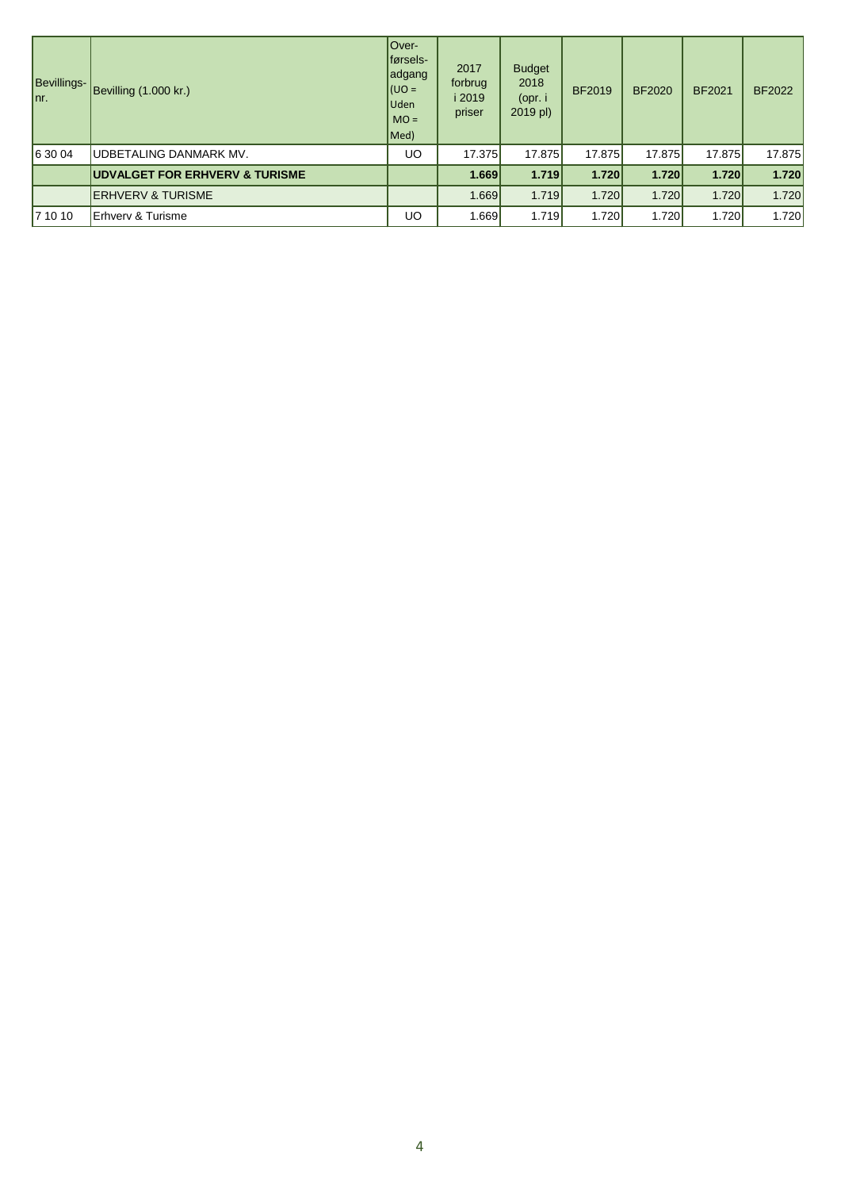| Bevillings-nr. | Bevilling (1.000 kr.) | Over-førsels-adgang (UO = Uden MO = Med) | 2017 forbrug i 2019 priser | Budget 2018 (opr. i 2019 pl) | BF2019 | BF2020 | BF2021 | BF2022 |
|---|---|---|---|---|---|---|---|---|
| 6 30 04 | UDBETALING DANMARK MV. | UO | 17.375 | 17.875 | 17.875 | 17.875 | 17.875 | 17.875 |
| | **UDVALGET FOR ERHVERV & TURISME** | | **1.669** | **1.719** | **1.720** | **1.720** | **1.720** | **1.720** |
| | ERHVERV & TURISME | | 1.669 | 1.719 | 1.720 | 1.720 | 1.720 | 1.720 |
| 7 10 10 | Erhverv & Turisme | UO | 1.669 | 1.719 | 1.720 | 1.720 | 1.720 | 1.720 |